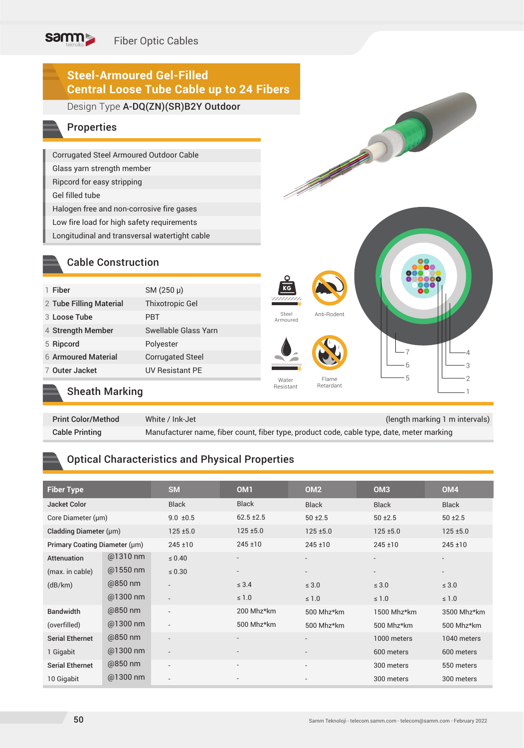# Steel-Armoured Gel-Filled Central Loose Tube Cable up to 24 Fibers

Design Type **A-DQ(ZN)(SR)B2Y Outdoor**

## Properties

- Corrugated Steel Armoured Outdoor Cable
- Glass yarn strength member
- Ripcord for easy stripping
- Gel filled tube
- Halogen free and non-corrosive fire gases
- Low fire load for high safety requirements
- Longitudinal and transversal watertight cable

## Cable Construction

| | | |
|---|---|---|
| 1 | **Fiber** | SM (250 µ) |
| 2 | **Tube Filling Material** | Thixotropic Gel |
| 3 | **Loose Tube** | PBT |
| 4 | **Strength Member** | Swellable Glass Yarn |
| 5 | **Ripcord** | Polyester |
| 6 | **Armoured Material** | Corrugated Steel |
| 7 | **Outer Jacket** | UV Resistant PE |

Steel Armoured | Anti-Rodent | Water Resistant | Flame Retardant

## Sheath Marking

| | |
|---|---|
| **Print Color/Method** | White / Ink-Jet (length marking 1 m intervals) |
| **Cable Printing** | Manufacturer name, fiber count, fiber type, product code, cable type, date, meter marking |

## Optical Characteristics and Physical Properties

| **Fiber Type** | | **SM** | **OM1** | **OM2** | **OM3** | **OM4** |
|---|---|---|---|---|---|---|
| Jacket Color | | Black | Black | Black | Black | Black |
| Core Diameter (µm) | | 9.0 ±0.5 | 62.5 ±2.5 | 50 ±2.5 | 50 ±2.5 | 50 ±2.5 |
| Cladding Diameter (µm) | | 125 ±5.0 | 125 ±5.0 | 125 ±5.0 | 125 ±5.0 | 125 ±5.0 |
| Primary Coating Diameter (µm) | | 245 ±10 | 245 ±10 | 245 ±10 | 245 ±10 | 245 ±10 |
| Attenuation | @1310 nm | ≤ 0.40 | - | - | - | - |
| (max. in cable) | @1550 nm | ≤ 0.30 | - | - | - | - |
| (dB/km) | @850 nm | - | ≤ 3.4 | ≤ 3.0 | ≤ 3.0 | ≤ 3.0 |
| | @1300 nm | - | ≤ 1.0 | ≤ 1.0 | ≤ 1.0 | ≤ 1.0 |
| Bandwidth | @850 nm | - | 200 Mhz*km | 500 Mhz*km | 1500 Mhz*km | 3500 Mhz*km |
| (overfilled) | @1300 nm | - | 500 Mhz*km | 500 Mhz*km | 500 Mhz*km | 500 Mhz*km |
| Serial Ethernet | @850 nm | - | - | - | 1000 meters | 1040 meters |
| 1 Gigabit | @1300 nm | - | - | - | 600 meters | 600 meters |
| Serial Ethernet | @850 nm | - | - | - | 300 meters | 550 meters |
| 10 Gigabit | @1300 nm | - | - | - | 300 meters | 300 meters |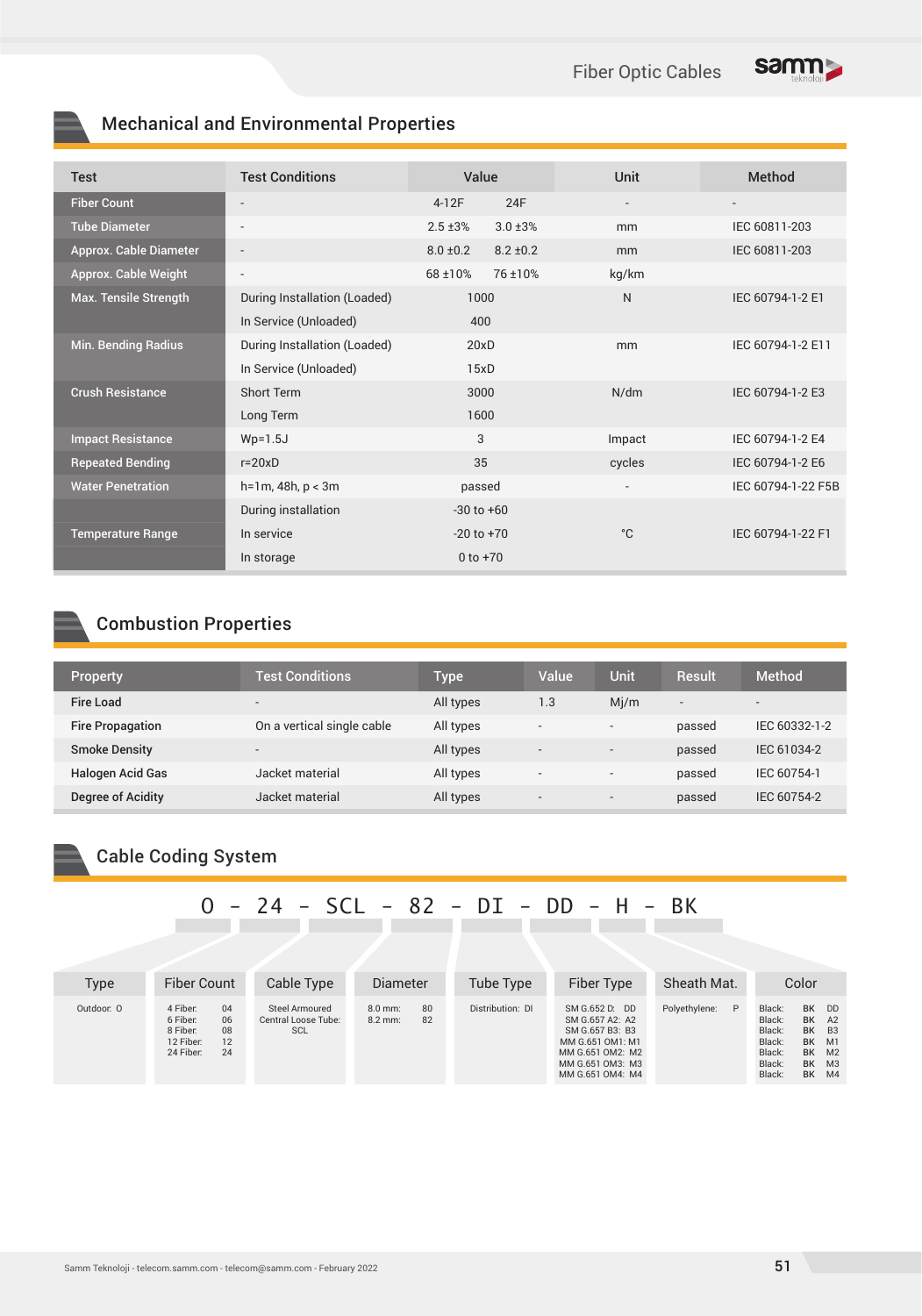## Mechanical and Environmental Properties

| Test | Test Conditions | Value | | Unit | Method |
|---|---|---|---|---|---|
| Fiber Count | - | 4-12F | 24F | - | - |
| Tube Diameter | - | 2.5 ±3% | 3.0 ±3% | mm | IEC 60811-203 |
| Approx. Cable Diameter | - | 8.0 ±0.2 | 8.2 ±0.2 | mm | IEC 60811-203 |
| Approx. Cable Weight | - | 68 ±10% | 76 ±10% | kg/km | |
| Max. Tensile Strength | During Installation (Loaded) | 1000 | | N | IEC 60794-1-2 E1 |
| | In Service (Unloaded) | 400 | | | |
| Min. Bending Radius | During Installation (Loaded) | 20xD | | mm | IEC 60794-1-2 E11 |
| | In Service (Unloaded) | 15xD | | | |
| Crush Resistance | Short Term | 3000 | | N/dm | IEC 60794-1-2 E3 |
| | Long Term | 1600 | | | |
| Impact Resistance | Wp=1.5J | 3 | | Impact | IEC 60794-1-2 E4 |
| Repeated Bending | r=20xD | 35 | | cycles | IEC 60794-1-2 E6 |
| Water Penetration | h=1m, 48h, p < 3m | passed | | - | IEC 60794-1-22 F5B |
| Temperature Range | During installation | -30 to +60 | | °C | IEC 60794-1-22 F1 |
| | In service | -20 to +70 | | | |
| | In storage | 0 to +70 | | | |

## Combustion Properties

| Property | Test Conditions | Type | Value | Unit | Result | Method |
|---|---|---|---|---|---|---|
| Fire Load | - | All types | 1.3 | Mj/m | - | - |
| Fire Propagation | On a vertical single cable | All types | - | - | passed | IEC 60332-1-2 |
| Smoke Density | - | All types | - | - | passed | IEC 61034-2 |
| Halogen Acid Gas | Jacket material | All types | - | - | passed | IEC 60754-1 |
| Degree of Acidity | Jacket material | All types | - | - | passed | IEC 60754-2 |

## Cable Coding System

O - 24 - SCL - 82 - DI - DD - H - BK

| Type | Fiber Count | Cable Type | Diameter | Tube Type | Fiber Type | Sheath Mat. | Color |
|---|---|---|---|---|---|---|---|
| Outdoor: O | 4 Fiber: 04<br>6 Fiber: 06<br>8 Fiber: 08<br>12 Fiber: 12<br>24 Fiber: 24 | Steel Armoured Central Loose Tube: SCL | 8.0 mm: 80<br>8.2 mm: 82 | Distribution: DI | SM G.652 D: DD<br>SM G.657 A2: A2<br>SM G.657 B3: B3<br>MM G.651 OM1: M1<br>MM G.651 OM2: M2<br>MM G.651 OM3: M3<br>MM G.651 OM4: M4 | Polyethylene: P | Black: BK DD<br>Black: BK A2<br>Black: BK B3<br>Black: BK M1<br>Black: BK M2<br>Black: BK M3<br>Black: BK M4 |